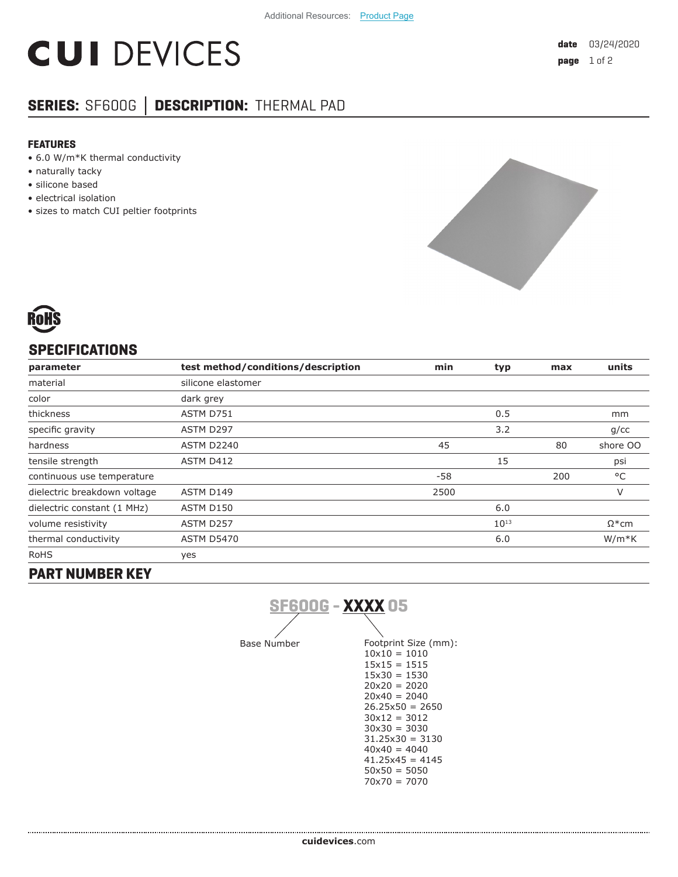Additional Resources: Product Page

# CUI DEVICES

**date** 03/24/2020

## SERIES: SF600G │ DESCRIPTION: THERMAL PAD

### FEATURES

- 6.0 W/m*K thermal conductivity
- naturally tacky
- silicone based
- electrical isolation
- sizes to match CUI peltier footprints

RoHS

## SPECIFICATIONS

| parameter | test method/conditions/description | min | typ | max | units |
|---|---|---|---|---|---|
| material | silicone elastomer | | | | |
| color | dark grey | | | | |
| thickness | ASTM D751 | | 0.5 | | mm |
| specific gravity | ASTM D297 | | 3.2 | | g/cc |
| hardness | ASTM D2240 | 45 | | 80 | shore OO |
| tensile strength | ASTM D412 | | 15 | | psi |
| continuous use temperature | | -58 | | 200 | °C |
| dielectric breakdown voltage | ASTM D149 | 2500 | | | V |
| dielectric constant (1 MHz) | ASTM D150 | | 6.0 | | |
| volume resistivity | ASTM D257 | | $10^{13}$ | | Ω*cm |
| thermal conductivity | ASTM D5470 | | 6.0 | | W/m*K |
| RoHS | yes | | | | |

## PART NUMBER KEY

**SF600G - XXXX 05**

Base Number: SF600G

Footprint Size (mm):
- 10x10 = 1010
- 15x15 = 1515
- 15x30 = 1530
- 20x20 = 2020
- 20x40 = 2040
- 26.25x50 = 2650
- 30x12 = 3012
- 30x30 = 3030
- 31.25x30 = 3130
- 40x40 = 4040
- 41.25x45 = 4145
- 50x50 = 5050
- 70x70 = 7070

**cuidevices**.com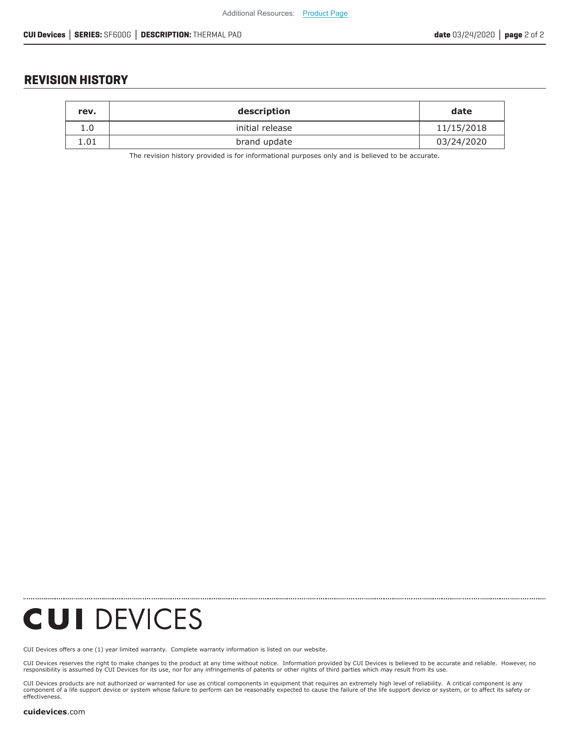## REVISION HISTORY

| rev. | description | date |
| --- | --- | --- |
| 1.0 | initial release | 11/15/2018 |
| 1.01 | brand update | 03/24/2020 |

The revision history provided is for informational purposes only and is believed to be accurate.

CUI DEVICES

CUI Devices offers a one (1) year limited warranty. Complete warranty information is listed on our website.

CUI Devices reserves the right to make changes to the product at any time without notice. Information provided by CUI Devices is believed to be accurate and reliable. However, no responsibility is assumed by CUI Devices for its use, nor for any infringements of patents or other rights of third parties which may result from its use.

CUI Devices products are not authorized or warranted for use as critical components in equipment that requires an extremely high level of reliability. A critical component is any component of a life support device or system whose failure to perform can be reasonably expected to cause the failure of the life support device or system, or to affect its safety or effectiveness.

**cuidevices**.com